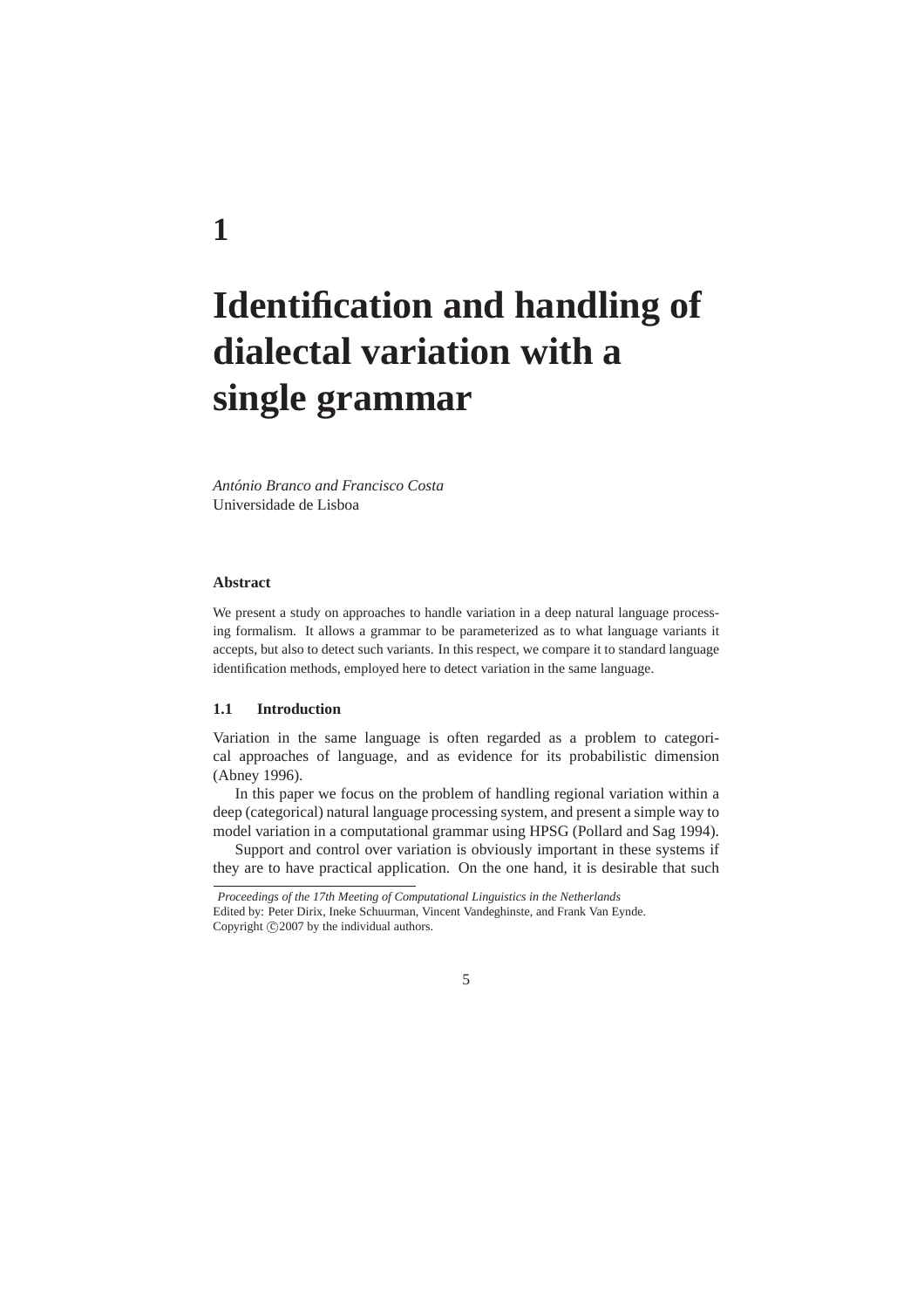# 1

# Identification and handling of dialectal variation with a single grammar

*António Branco and Francisco Costa*
Universidade de Lisboa

### Abstract

We present a study on approaches to handle variation in a deep natural language processing formalism. It allows a grammar to be parameterized as to what language variants it accepts, but also to detect such variants. In this respect, we compare it to standard language identification methods, employed here to detect variation in the same language.

## 1.1 Introduction

Variation in the same language is often regarded as a problem to categorical approaches of language, and as evidence for its probabilistic dimension (Abney 1996).

In this paper we focus on the problem of handling regional variation within a deep (categorical) natural language processing system, and present a simple way to model variation in a computational grammar using HPSG (Pollard and Sag 1994).

Support and control over variation is obviously important in these systems if they are to have practical application. On the one hand, it is desirable that such

*Proceedings of the 17th Meeting of Computational Linguistics in the Netherlands*
Edited by: Peter Dirix, Ineke Schuurman, Vincent Vandeghinste, and Frank Van Eynde.
Copyright ©2007 by the individual authors.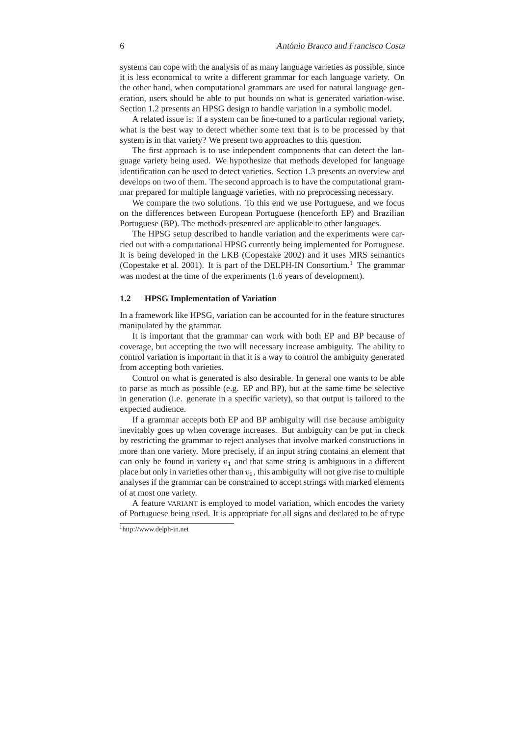systems can cope with the analysis of as many language varieties as possible, since it is less economical to write a different grammar for each language variety. On the other hand, when computational grammars are used for natural language generation, users should be able to put bounds on what is generated variation-wise. Section 1.2 presents an HPSG design to handle variation in a symbolic model.

A related issue is: if a system can be fine-tuned to a particular regional variety, what is the best way to detect whether some text that is to be processed by that system is in that variety? We present two approaches to this question.

The first approach is to use independent components that can detect the language variety being used. We hypothesize that methods developed for language identification can be used to detect varieties. Section 1.3 presents an overview and develops on two of them. The second approach is to have the computational grammar prepared for multiple language varieties, with no preprocessing necessary.

We compare the two solutions. To this end we use Portuguese, and we focus on the differences between European Portuguese (henceforth EP) and Brazilian Portuguese (BP). The methods presented are applicable to other languages.

The HPSG setup described to handle variation and the experiments were carried out with a computational HPSG currently being implemented for Portuguese. It is being developed in the LKB (Copestake 2002) and it uses MRS semantics (Copestake et al. 2001). It is part of the DELPH-IN Consortium.[1] The grammar was modest at the time of the experiments (1.6 years of development).

## 1.2 HPSG Implementation of Variation

In a framework like HPSG, variation can be accounted for in the feature structures manipulated by the grammar.

It is important that the grammar can work with both EP and BP because of coverage, but accepting the two will necessary increase ambiguity. The ability to control variation is important in that it is a way to control the ambiguity generated from accepting both varieties.

Control on what is generated is also desirable. In general one wants to be able to parse as much as possible (e.g. EP and BP), but at the same time be selective in generation (i.e. generate in a specific variety), so that output is tailored to the expected audience.

If a grammar accepts both EP and BP ambiguity will rise because ambiguity inevitably goes up when coverage increases. But ambiguity can be put in check by restricting the grammar to reject analyses that involve marked constructions in more than one variety. More precisely, if an input string contains an element that can only be found in variety $v_1$ and that same string is ambiguous in a different place but only in varieties other than $v_1$, this ambiguity will not give rise to multiple analyses if the grammar can be constrained to accept strings with marked elements of at most one variety.

A feature VARIANT is employed to model variation, which encodes the variety of Portuguese being used. It is appropriate for all signs and declared to be of type

[1] http://www.delph-in.net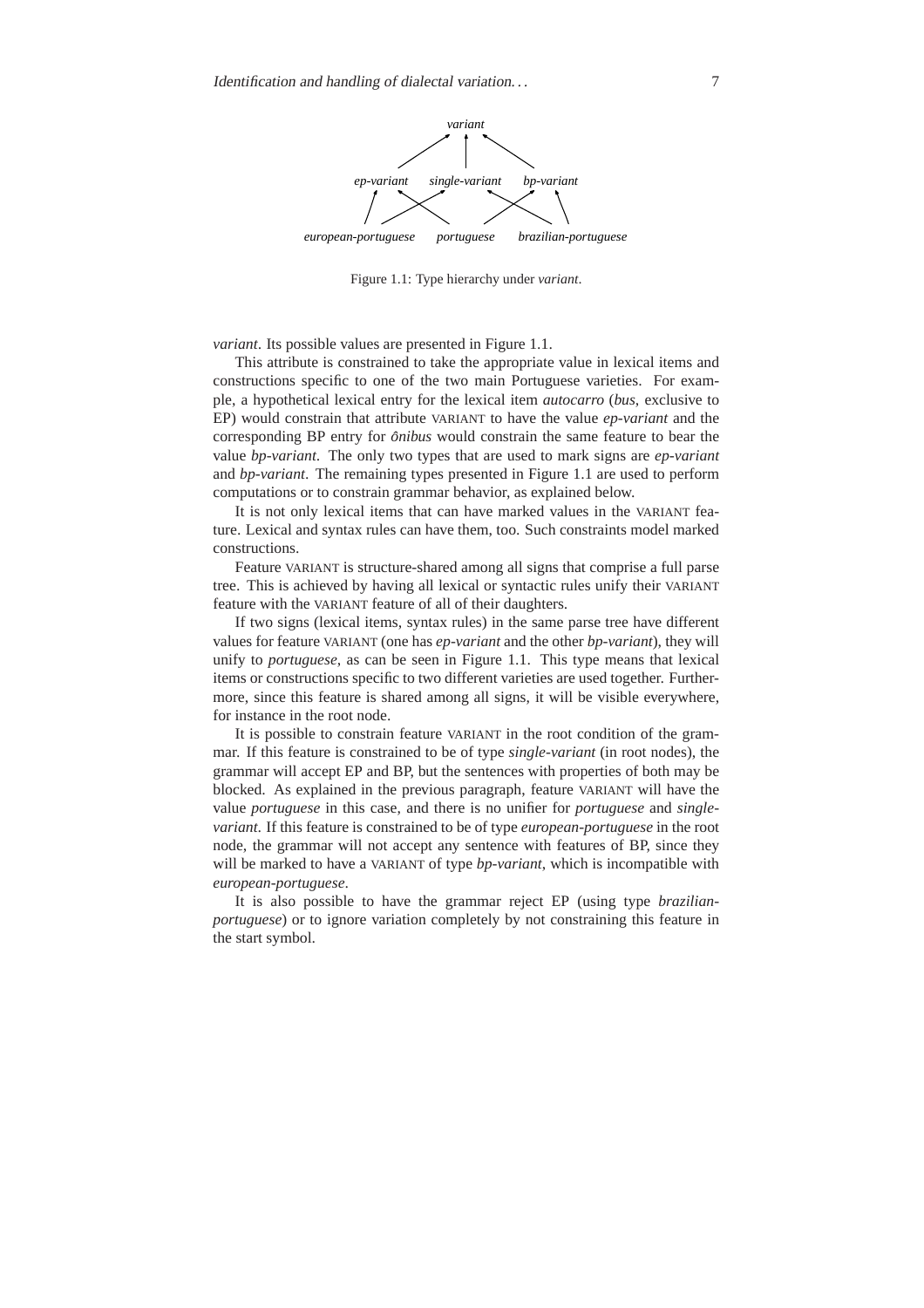Figure 1.1: Type hierarchy under *variant*.

*variant*. Its possible values are presented in Figure 1.1.

This attribute is constrained to take the appropriate value in lexical items and constructions specific to one of the two main Portuguese varieties. For example, a hypothetical lexical entry for the lexical item *autocarro* (*bus*, exclusive to EP) would constrain that attribute VARIANT to have the value *ep-variant* and the corresponding BP entry for *ônibus* would constrain the same feature to bear the value *bp-variant*. The only two types that are used to mark signs are *ep-variant* and *bp-variant*. The remaining types presented in Figure 1.1 are used to perform computations or to constrain grammar behavior, as explained below.

It is not only lexical items that can have marked values in the VARIANT feature. Lexical and syntax rules can have them, too. Such constraints model marked constructions.

Feature VARIANT is structure-shared among all signs that comprise a full parse tree. This is achieved by having all lexical or syntactic rules unify their VARIANT feature with the VARIANT feature of all of their daughters.

If two signs (lexical items, syntax rules) in the same parse tree have different values for feature VARIANT (one has *ep-variant* and the other *bp-variant*), they will unify to *portuguese*, as can be seen in Figure 1.1. This type means that lexical items or constructions specific to two different varieties are used together. Furthermore, since this feature is shared among all signs, it will be visible everywhere, for instance in the root node.

It is possible to constrain feature VARIANT in the root condition of the grammar. If this feature is constrained to be of type *single-variant* (in root nodes), the grammar will accept EP and BP, but the sentences with properties of both may be blocked. As explained in the previous paragraph, feature VARIANT will have the value *portuguese* in this case, and there is no unifier for *portuguese* and *single-variant*. If this feature is constrained to be of type *european-portuguese* in the root node, the grammar will not accept any sentence with features of BP, since they will be marked to have a VARIANT of type *bp-variant*, which is incompatible with *european-portuguese*.

It is also possible to have the grammar reject EP (using type *brazilian-portuguese*) or to ignore variation completely by not constraining this feature in the start symbol.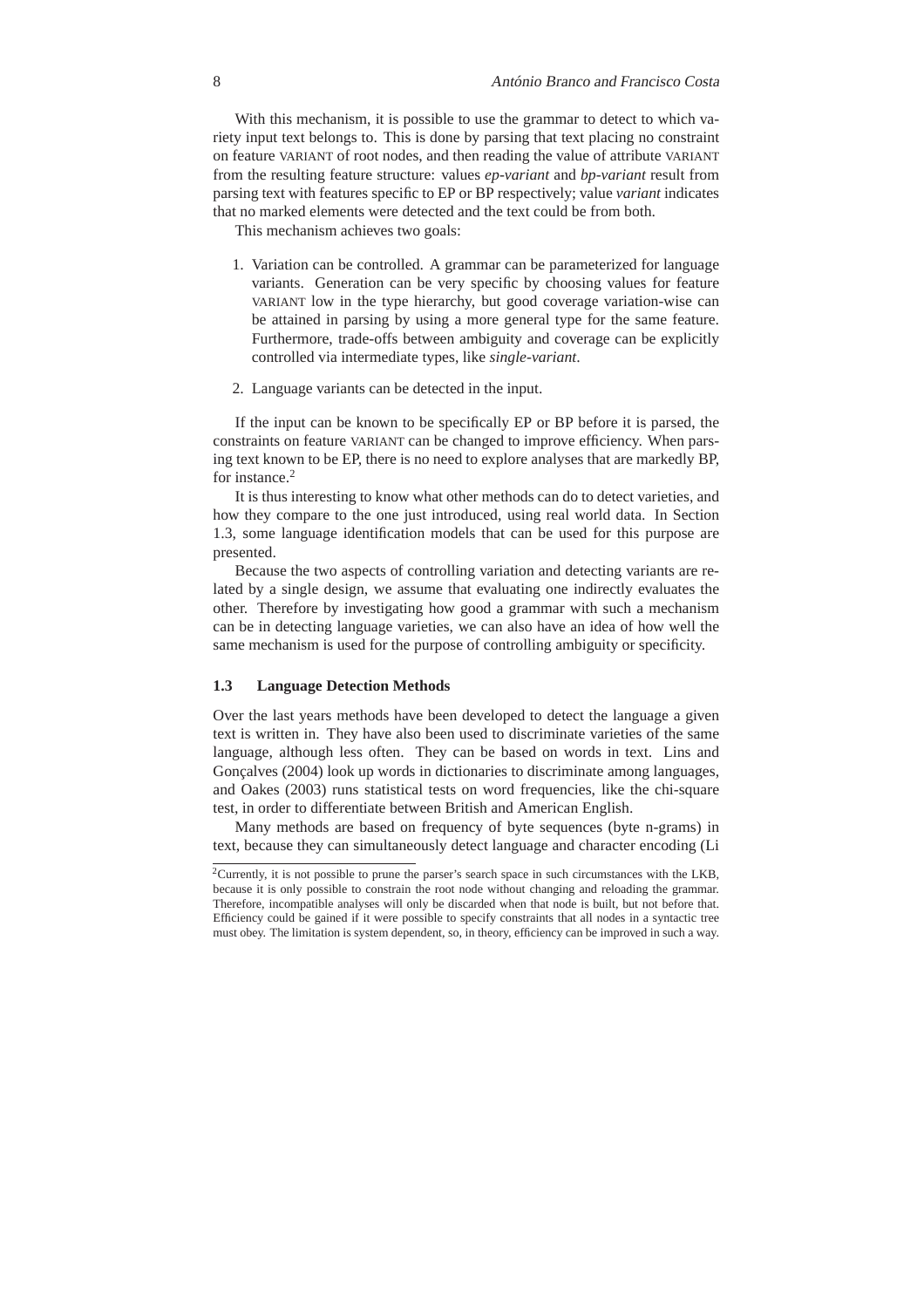With this mechanism, it is possible to use the grammar to detect to which variety input text belongs to. This is done by parsing that text placing no constraint on feature VARIANT of root nodes, and then reading the value of attribute VARIANT from the resulting feature structure: values *ep-variant* and *bp-variant* result from parsing text with features specific to EP or BP respectively; value *variant* indicates that no marked elements were detected and the text could be from both.

This mechanism achieves two goals:

1. Variation can be controlled. A grammar can be parameterized for language variants. Generation can be very specific by choosing values for feature VARIANT low in the type hierarchy, but good coverage variation-wise can be attained in parsing by using a more general type for the same feature. Furthermore, trade-offs between ambiguity and coverage can be explicitly controlled via intermediate types, like *single-variant*.

2. Language variants can be detected in the input.

If the input can be known to be specifically EP or BP before it is parsed, the constraints on feature VARIANT can be changed to improve efficiency. When parsing text known to be EP, there is no need to explore analyses that are markedly BP, for instance.[2]

It is thus interesting to know what other methods can do to detect varieties, and how they compare to the one just introduced, using real world data. In Section 1.3, some language identification models that can be used for this purpose are presented.

Because the two aspects of controlling variation and detecting variants are related by a single design, we assume that evaluating one indirectly evaluates the other. Therefore by investigating how good a grammar with such a mechanism can be in detecting language varieties, we can also have an idea of how well the same mechanism is used for the purpose of controlling ambiguity or specificity.

### 1.3 Language Detection Methods

Over the last years methods have been developed to detect the language a given text is written in. They have also been used to discriminate varieties of the same language, although less often. They can be based on words in text. Lins and Gonçalves (2004) look up words in dictionaries to discriminate among languages, and Oakes (2003) runs statistical tests on word frequencies, like the chi-square test, in order to differentiate between British and American English.

Many methods are based on frequency of byte sequences (byte n-grams) in text, because they can simultaneously detect language and character encoding (Li

[2] Currently, it is not possible to prune the parser's search space in such circumstances with the LKB, because it is only possible to constrain the root node without changing and reloading the grammar. Therefore, incompatible analyses will only be discarded when that node is built, but not before that. Efficiency could be gained if it were possible to specify constraints that all nodes in a syntactic tree must obey. The limitation is system dependent, so, in theory, efficiency can be improved in such a way.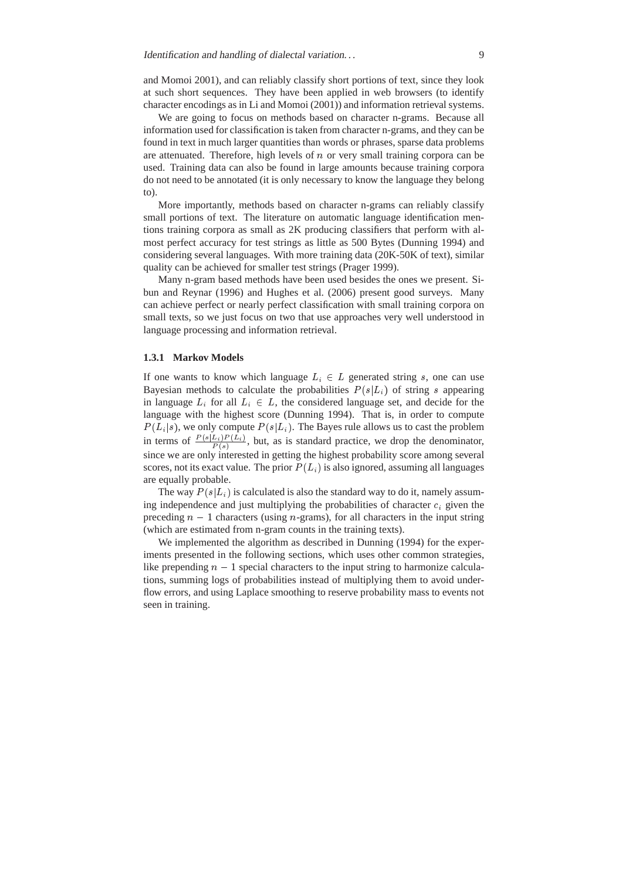and Momoi 2001), and can reliably classify short portions of text, since they look at such short sequences. They have been applied in web browsers (to identify character encodings as in Li and Momoi (2001)) and information retrieval systems.

We are going to focus on methods based on character n-grams. Because all information used for classification is taken from character n-grams, and they can be found in text in much larger quantities than words or phrases, sparse data problems are attenuated. Therefore, high levels of $n$ or very small training corpora can be used. Training data can also be found in large amounts because training corpora do not need to be annotated (it is only necessary to know the language they belong to).

More importantly, methods based on character n-grams can reliably classify small portions of text. The literature on automatic language identification mentions training corpora as small as 2K producing classifiers that perform with almost perfect accuracy for test strings as little as 500 Bytes (Dunning 1994) and considering several languages. With more training data (20K-50K of text), similar quality can be achieved for smaller test strings (Prager 1999).

Many n-gram based methods have been used besides the ones we present. Sibun and Reynar (1996) and Hughes et al. (2006) present good surveys. Many can achieve perfect or nearly perfect classification with small training corpora on small texts, so we just focus on two that use approaches very well understood in language processing and information retrieval.

### 1.3.1 Markov Models

If one wants to know which language $L_i \in L$ generated string $s$, one can use Bayesian methods to calculate the probabilities $P(s|L_i)$ of string $s$ appearing in language $L_i$ for all $L_i \in L$, the considered language set, and decide for the language with the highest score (Dunning 1994). That is, in order to compute $P(L_i|s)$, we only compute $P(s|L_i)$. The Bayes rule allows us to cast the problem in terms of $\frac{P(s|L_i)P(L_i)}{P(s)}$, but, as is standard practice, we drop the denominator, since we are only interested in getting the highest probability score among several scores, not its exact value. The prior $P(L_i)$ is also ignored, assuming all languages are equally probable.

The way $P(s|L_i)$ is calculated is also the standard way to do it, namely assuming independence and just multiplying the probabilities of character $c_i$ given the preceding $n-1$ characters (using $n$-grams), for all characters in the input string (which are estimated from n-gram counts in the training texts).

We implemented the algorithm as described in Dunning (1994) for the experiments presented in the following sections, which uses other common strategies, like prepending $n-1$ special characters to the input string to harmonize calculations, summing logs of probabilities instead of multiplying them to avoid underflow errors, and using Laplace smoothing to reserve probability mass to events not seen in training.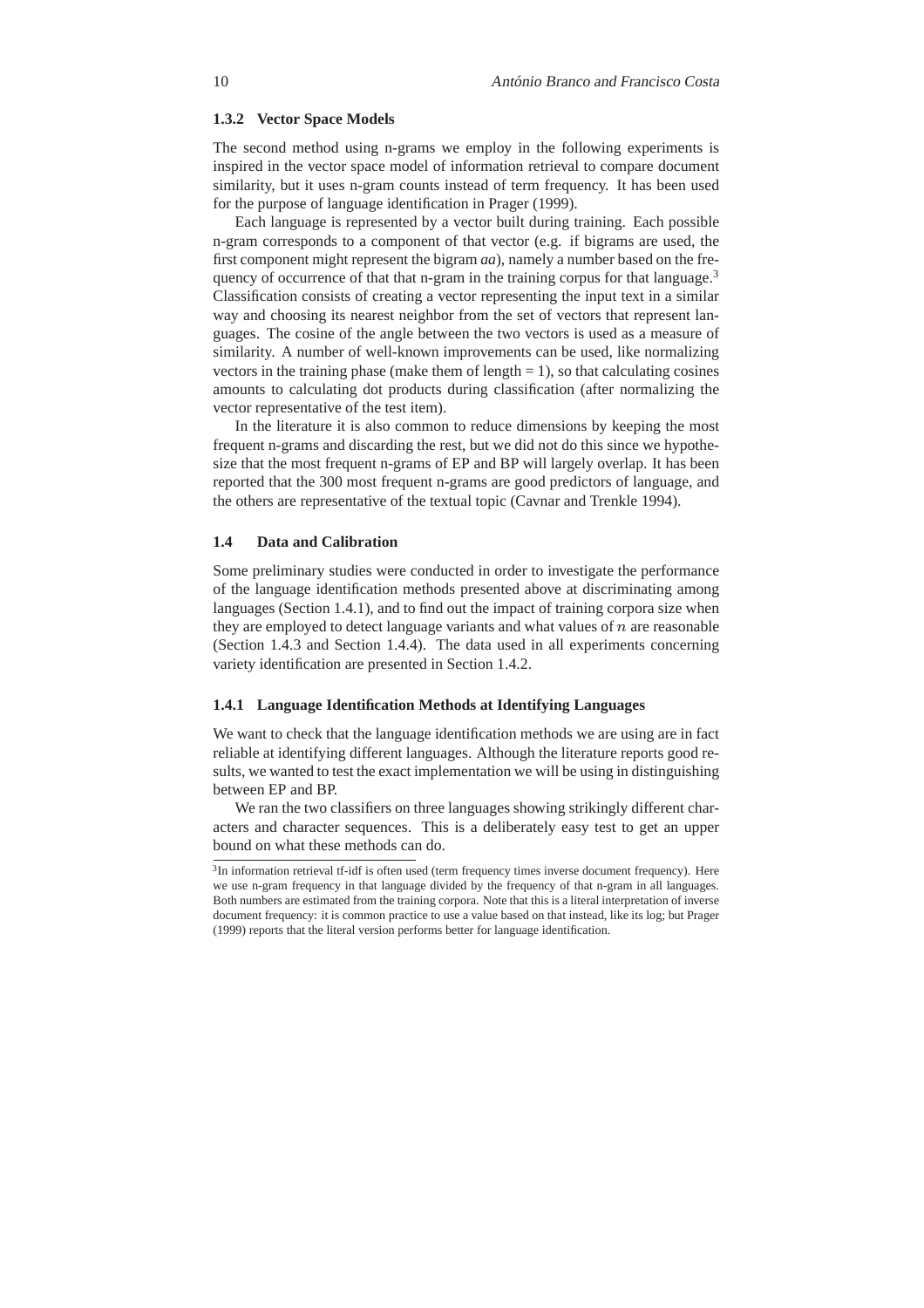### 1.3.2 Vector Space Models

The second method using n-grams we employ in the following experiments is inspired in the vector space model of information retrieval to compare document similarity, but it uses n-gram counts instead of term frequency. It has been used for the purpose of language identification in Prager (1999).

Each language is represented by a vector built during training. Each possible n-gram corresponds to a component of that vector (e.g. if bigrams are used, the first component might represent the bigram *aa*), namely a number based on the frequency of occurrence of that that n-gram in the training corpus for that language.[3] Classification consists of creating a vector representing the input text in a similar way and choosing its nearest neighbor from the set of vectors that represent languages. The cosine of the angle between the two vectors is used as a measure of similarity. A number of well-known improvements can be used, like normalizing vectors in the training phase (make them of length = 1), so that calculating cosines amounts to calculating dot products during classification (after normalizing the vector representative of the test item).

In the literature it is also common to reduce dimensions by keeping the most frequent n-grams and discarding the rest, but we did not do this since we hypothesize that the most frequent n-grams of EP and BP will largely overlap. It has been reported that the 300 most frequent n-grams are good predictors of language, and the others are representative of the textual topic (Cavnar and Trenkle 1994).

## 1.4 Data and Calibration

Some preliminary studies were conducted in order to investigate the performance of the language identification methods presented above at discriminating among languages (Section 1.4.1), and to find out the impact of training corpora size when they are employed to detect language variants and what values of $n$ are reasonable (Section 1.4.3 and Section 1.4.4). The data used in all experiments concerning variety identification are presented in Section 1.4.2.

### 1.4.1 Language Identification Methods at Identifying Languages

We want to check that the language identification methods we are using are in fact reliable at identifying different languages. Although the literature reports good results, we wanted to test the exact implementation we will be using in distinguishing between EP and BP.

We ran the two classifiers on three languages showing strikingly different characters and character sequences. This is a deliberately easy test to get an upper bound on what these methods can do.

[3] In information retrieval tf-idf is often used (term frequency times inverse document frequency). Here we use n-gram frequency in that language divided by the frequency of that n-gram in all languages. Both numbers are estimated from the training corpora. Note that this is a literal interpretation of inverse document frequency: it is common practice to use a value based on that instead, like its log; but Prager (1999) reports that the literal version performs better for language identification.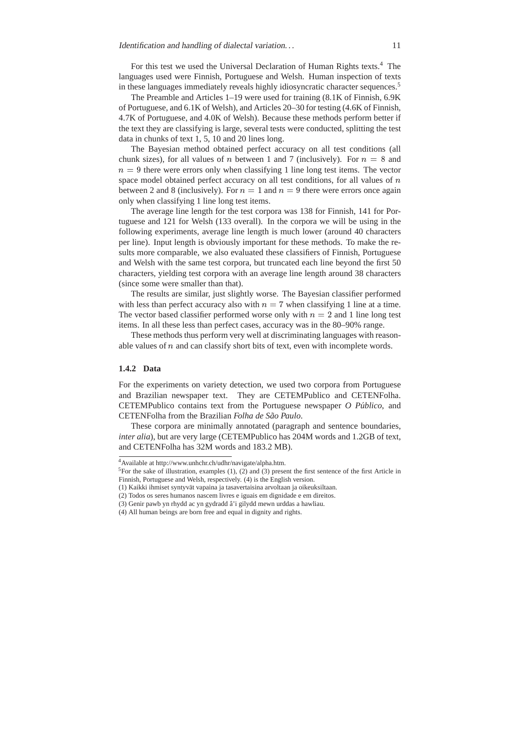For this test we used the Universal Declaration of Human Rights texts.[4] The languages used were Finnish, Portuguese and Welsh. Human inspection of texts in these languages immediately reveals highly idiosyncratic character sequences.[5]

The Preamble and Articles 1–19 were used for training (8.1K of Finnish, 6.9K of Portuguese, and 6.1K of Welsh), and Articles 20–30 for testing (4.6K of Finnish, 4.7K of Portuguese, and 4.0K of Welsh). Because these methods perform better if the text they are classifying is large, several tests were conducted, splitting the test data in chunks of text 1, 5, 10 and 20 lines long.

The Bayesian method obtained perfect accuracy on all test conditions (all chunk sizes), for all values of $n$ between 1 and 7 (inclusively). For $n = 8$ and $n = 9$ there were errors only when classifying 1 line long test items. The vector space model obtained perfect accuracy on all test conditions, for all values of $n$ between 2 and 8 (inclusively). For $n = 1$ and $n = 9$ there were errors once again only when classifying 1 line long test items.

The average line length for the test corpora was 138 for Finnish, 141 for Portuguese and 121 for Welsh (133 overall). In the corpora we will be using in the following experiments, average line length is much lower (around 40 characters per line). Input length is obviously important for these methods. To make the results more comparable, we also evaluated these classifiers of Finnish, Portuguese and Welsh with the same test corpora, but truncated each line beyond the first 50 characters, yielding test corpora with an average line length around 38 characters (since some were smaller than that).

The results are similar, just slightly worse. The Bayesian classifier performed with less than perfect accuracy also with $n = 7$ when classifying 1 line at a time. The vector based classifier performed worse only with $n = 2$ and 1 line long test items. In all these less than perfect cases, accuracy was in the 80–90% range.

These methods thus perform very well at discriminating languages with reasonable values of $n$ and can classify short bits of text, even with incomplete words.

### 1.4.2 Data

For the experiments on variety detection, we used two corpora from Portuguese and Brazilian newspaper text. They are CETEMPublico and CETENFolha. CETEMPublico contains text from the Portuguese newspaper *O Público*, and CETENFolha from the Brazilian *Folha de São Paulo*.

These corpora are minimally annotated (paragraph and sentence boundaries, *inter alia*), but are very large (CETEMPublico has 204M words and 1.2GB of text, and CETENFolha has 32M words and 183.2 MB).

---

[4] Available at http://www.unhchr.ch/udhr/navigate/alpha.htm.

[5] For the sake of illustration, examples (1), (2) and (3) present the first sentence of the first Article in Finnish, Portuguese and Welsh, respectively. (4) is the English version.

(1) Kaikki ihmiset syntyvät vapaina ja tasavertaisina arvoltaan ja oikeuksiltaan.

(2) Todos os seres humanos nascem livres e iguais em dignidade e em direitos.

(3) Genir pawb yn rhydd ac yn gydradd â'i gilydd mewn urddas a hawliau.

(4) All human beings are born free and equal in dignity and rights.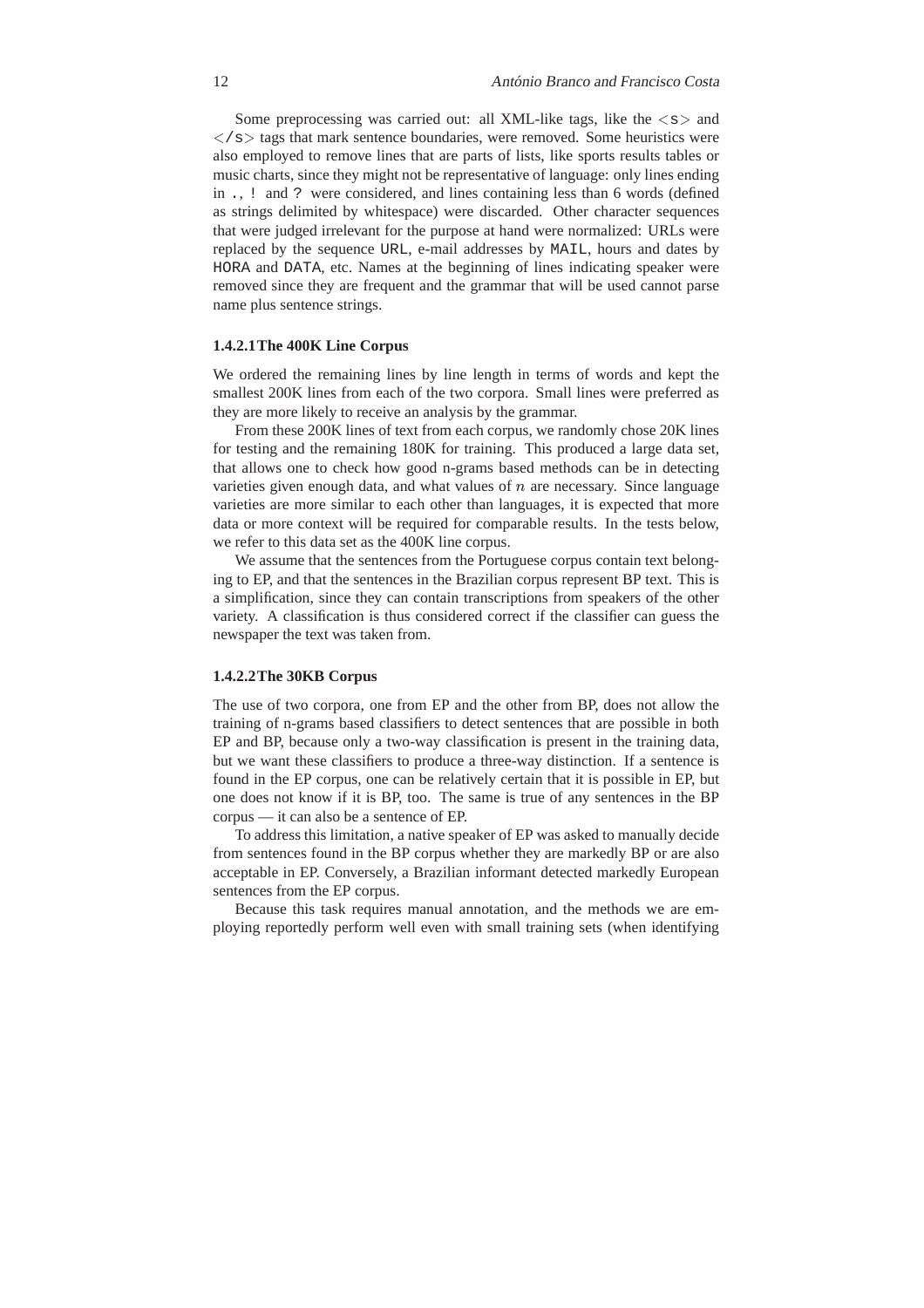Some preprocessing was carried out: all XML-like tags, like the `<s>` and `</s>` tags that mark sentence boundaries, were removed. Some heuristics were also employed to remove lines that are parts of lists, like sports results tables or music charts, since they might not be representative of language: only lines ending in `.`, `!` and `?` were considered, and lines containing less than 6 words (defined as strings delimited by whitespace) were discarded. Other character sequences that were judged irrelevant for the purpose at hand were normalized: URLs were replaced by the sequence `URL`, e-mail addresses by `MAIL`, hours and dates by `HORA` and `DATA`, etc. Names at the beginning of lines indicating speaker were removed since they are frequent and the grammar that will be used cannot parse name plus sentence strings.

#### 1.4.2.1 The 400K Line Corpus

We ordered the remaining lines by line length in terms of words and kept the smallest 200K lines from each of the two corpora. Small lines were preferred as they are more likely to receive an analysis by the grammar.

From these 200K lines of text from each corpus, we randomly chose 20K lines for testing and the remaining 180K for training. This produced a large data set, that allows one to check how good n-grams based methods can be in detecting varieties given enough data, and what values of $n$ are necessary. Since language varieties are more similar to each other than languages, it is expected that more data or more context will be required for comparable results. In the tests below, we refer to this data set as the 400K line corpus.

We assume that the sentences from the Portuguese corpus contain text belonging to EP, and that the sentences in the Brazilian corpus represent BP text. This is a simplification, since they can contain transcriptions from speakers of the other variety. A classification is thus considered correct if the classifier can guess the newspaper the text was taken from.

#### 1.4.2.2 The 30KB Corpus

The use of two corpora, one from EP and the other from BP, does not allow the training of n-grams based classifiers to detect sentences that are possible in both EP and BP, because only a two-way classification is present in the training data, but we want these classifiers to produce a three-way distinction. If a sentence is found in the EP corpus, one can be relatively certain that it is possible in EP, but one does not know if it is BP, too. The same is true of any sentences in the BP corpus — it can also be a sentence of EP.

To address this limitation, a native speaker of EP was asked to manually decide from sentences found in the BP corpus whether they are markedly BP or are also acceptable in EP. Conversely, a Brazilian informant detected markedly European sentences from the EP corpus.

Because this task requires manual annotation, and the methods we are employing reportedly perform well even with small training sets (when identifying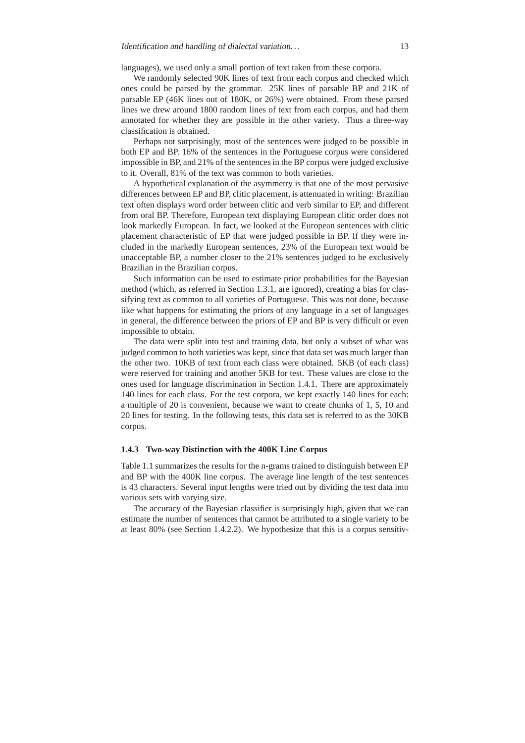languages), we used only a small portion of text taken from these corpora.

We randomly selected 90K lines of text from each corpus and checked which ones could be parsed by the grammar. 25K lines of parsable BP and 21K of parsable EP (46K lines out of 180K, or 26%) were obtained. From these parsed lines we drew around 1800 random lines of text from each corpus, and had them annotated for whether they are possible in the other variety. Thus a three-way classification is obtained.

Perhaps not surprisingly, most of the sentences were judged to be possible in both EP and BP. 16% of the sentences in the Portuguese corpus were considered impossible in BP, and 21% of the sentences in the BP corpus were judged exclusive to it. Overall, 81% of the text was common to both varieties.

A hypothetical explanation of the asymmetry is that one of the most pervasive differences between EP and BP, clitic placement, is attenuated in writing: Brazilian text often displays word order between clitic and verb similar to EP, and different from oral BP. Therefore, European text displaying European clitic order does not look markedly European. In fact, we looked at the European sentences with clitic placement characteristic of EP that were judged possible in BP. If they were included in the markedly European sentences, 23% of the European text would be unacceptable BP, a number closer to the 21% sentences judged to be exclusively Brazilian in the Brazilian corpus.

Such information can be used to estimate prior probabilities for the Bayesian method (which, as referred in Section 1.3.1, are ignored), creating a bias for classifying text as common to all varieties of Portuguese. This was not done, because like what happens for estimating the priors of any language in a set of languages in general, the difference between the priors of EP and BP is very difficult or even impossible to obtain.

The data were split into test and training data, but only a subset of what was judged common to both varieties was kept, since that data set was much larger than the other two. 10KB of text from each class were obtained. 5KB (of each class) were reserved for training and another 5KB for test. These values are close to the ones used for language discrimination in Section 1.4.1. There are approximately 140 lines for each class. For the test corpora, we kept exactly 140 lines for each: a multiple of 20 is convenient, because we want to create chunks of 1, 5, 10 and 20 lines for testing. In the following tests, this data set is referred to as the 30KB corpus.

### 1.4.3 Two-way Distinction with the 400K Line Corpus

Table 1.1 summarizes the results for the n-grams trained to distinguish between EP and BP with the 400K line corpus. The average line length of the test sentences is 43 characters. Several input lengths were tried out by dividing the test data into various sets with varying size.

The accuracy of the Bayesian classifier is surprisingly high, given that we can estimate the number of sentences that cannot be attributed to a single variety to be at least 80% (see Section 1.4.2.2). We hypothesize that this is a corpus sensitiv-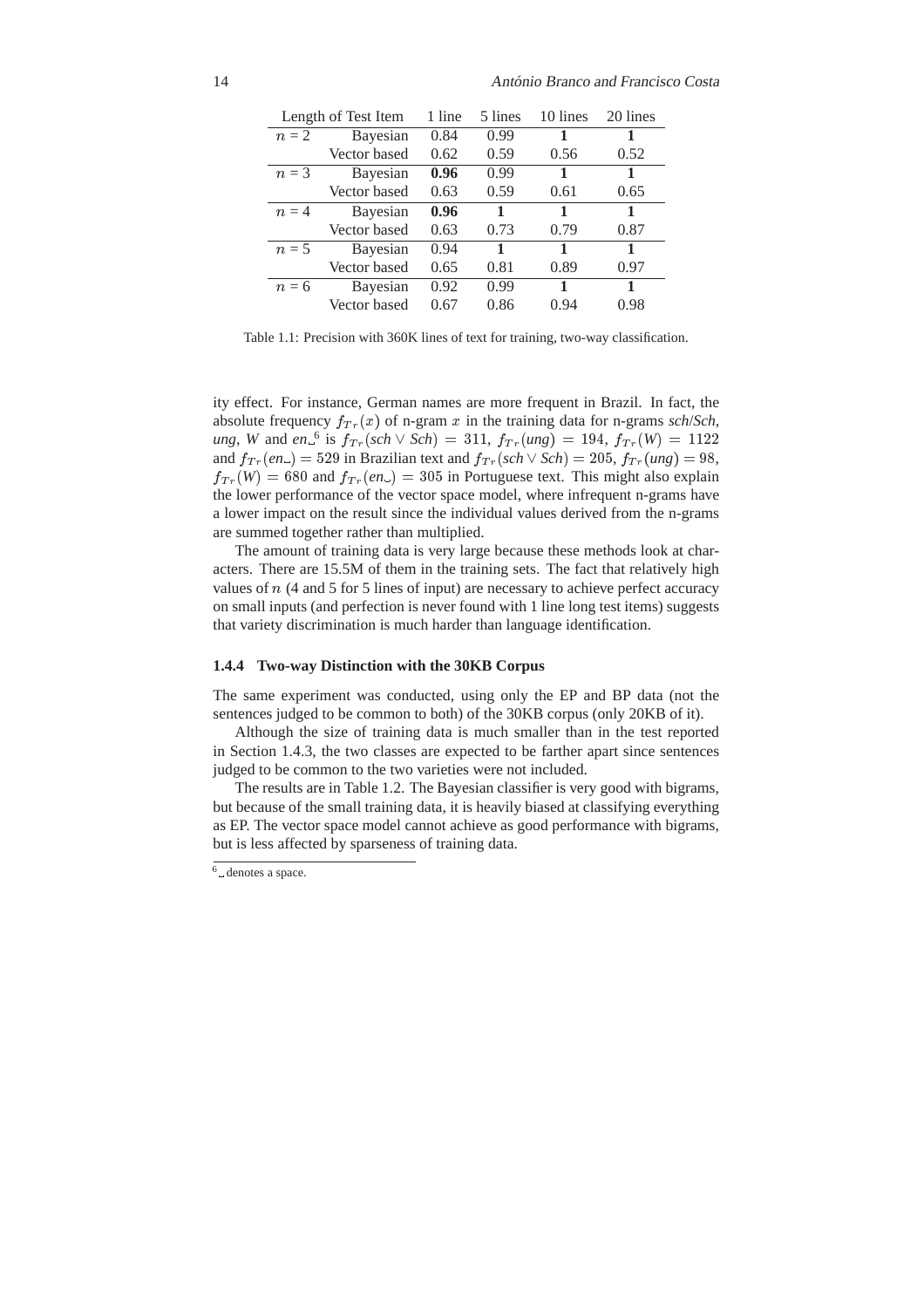| Length of Test Item | | 1 line | 5 lines | 10 lines | 20 lines |
|---|---|---|---|---|---|
| $n = 2$ | Bayesian | 0.84 | 0.99 | **1** | **1** |
| | Vector based | 0.62 | 0.59 | 0.56 | 0.52 |
| $n = 3$ | Bayesian | **0.96** | 0.99 | **1** | **1** |
| | Vector based | 0.63 | 0.59 | 0.61 | 0.65 |
| $n = 4$ | Bayesian | **0.96** | **1** | **1** | **1** |
| | Vector based | 0.63 | 0.73 | 0.79 | 0.87 |
| $n = 5$ | Bayesian | 0.94 | **1** | **1** | **1** |
| | Vector based | 0.65 | 0.81 | 0.89 | 0.97 |
| $n = 6$ | Bayesian | 0.92 | 0.99 | **1** | **1** |
| | Vector based | 0.67 | 0.86 | 0.94 | 0.98 |

Table 1.1: Precision with 360K lines of text for training, two-way classification.

ity effect. For instance, German names are more frequent in Brazil. In fact, the absolute frequency $f_{Tr}(x)$ of n-gram $x$ in the training data for n-grams *sch*/*Sch*, *ung*, *W* and *en*␣[6] is $f_{Tr}(\textit{sch} \vee \textit{Sch}) = 311$, $f_{Tr}(\textit{ung}) = 194$, $f_{Tr}(\textit{W}) = 1122$ and $f_{Tr}(\textit{en}\_) = 529$ in Brazilian text and $f_{Tr}(\textit{sch} \vee \textit{Sch}) = 205$, $f_{Tr}(\textit{ung}) = 98$, $f_{Tr}(\textit{W}) = 680$ and $f_{Tr}(\textit{en}\_) = 305$ in Portuguese text. This might also explain the lower performance of the vector space model, where infrequent n-grams have a lower impact on the result since the individual values derived from the n-grams are summed together rather than multiplied.

The amount of training data is very large because these methods look at characters. There are 15.5M of them in the training sets. The fact that relatively high values of $n$ (4 and 5 for 5 lines of input) are necessary to achieve perfect accuracy on small inputs (and perfection is never found with 1 line long test items) suggests that variety discrimination is much harder than language identification.

### 1.4.4 Two-way Distinction with the 30KB Corpus

The same experiment was conducted, using only the EP and BP data (not the sentences judged to be common to both) of the 30KB corpus (only 20KB of it).

Although the size of training data is much smaller than in the test reported in Section 1.4.3, the two classes are expected to be farther apart since sentences judged to be common to the two varieties were not included.

The results are in Table 1.2. The Bayesian classifier is very good with bigrams, but because of the small training data, it is heavily biased at classifying everything as EP. The vector space model cannot achieve as good performance with bigrams, but is less affected by sparseness of training data.

[6] ␣ denotes a space.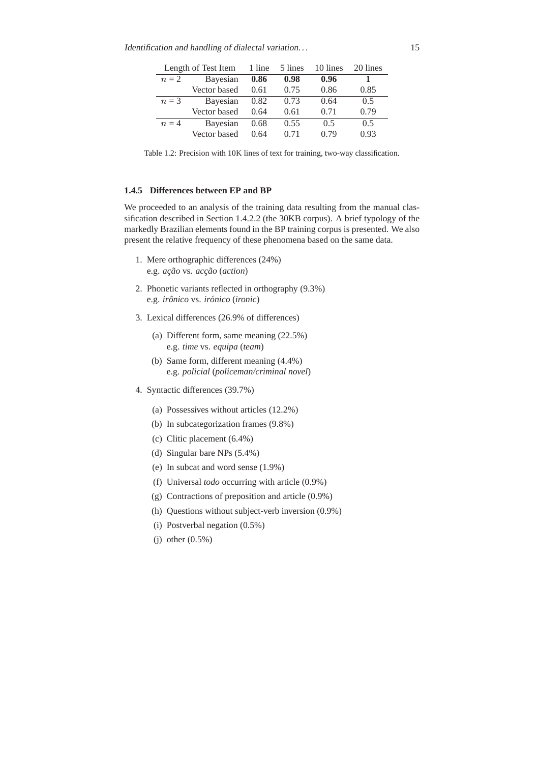| Length of Test Item | | 1 line | 5 lines | 10 lines | 20 lines |
|---|---|---|---|---|---|
| $n = 2$ | Bayesian | **0.86** | **0.98** | **0.96** | **1** |
| | Vector based | 0.61 | 0.75 | 0.86 | 0.85 |
| $n = 3$ | Bayesian | 0.82 | 0.73 | 0.64 | 0.5 |
| | Vector based | 0.64 | 0.61 | 0.71 | 0.79 |
| $n = 4$ | Bayesian | 0.68 | 0.55 | 0.5 | 0.5 |
| | Vector based | 0.64 | 0.71 | 0.79 | 0.93 |

Table 1.2: Precision with 10K lines of text for training, two-way classification.

### 1.4.5 Differences between EP and BP

We proceeded to an analysis of the training data resulting from the manual classification described in Section 1.4.2.2 (the 30KB corpus). A brief typology of the markedly Brazilian elements found in the BP training corpus is presented. We also present the relative frequency of these phenomena based on the same data.

1. Mere orthographic differences (24%)
   e.g. *ação* vs. *acção* (*action*)
2. Phonetic variants reflected in orthography (9.3%)
   e.g. *irônico* vs. *irónico* (*ironic*)
3. Lexical differences (26.9% of differences)
   (a) Different form, same meaning (22.5%)
       e.g. *time* vs. *equipa* (*team*)
   (b) Same form, different meaning (4.4%)
       e.g. *policial* (*policeman/criminal novel*)
4. Syntactic differences (39.7%)
   (a) Possessives without articles (12.2%)
   (b) In subcategorization frames (9.8%)
   (c) Clitic placement (6.4%)
   (d) Singular bare NPs (5.4%)
   (e) In subcat and word sense (1.9%)
   (f) Universal *todo* occurring with article (0.9%)
   (g) Contractions of preposition and article (0.9%)
   (h) Questions without subject-verb inversion (0.9%)
   (i) Postverbal negation (0.5%)
   (j) other (0.5%)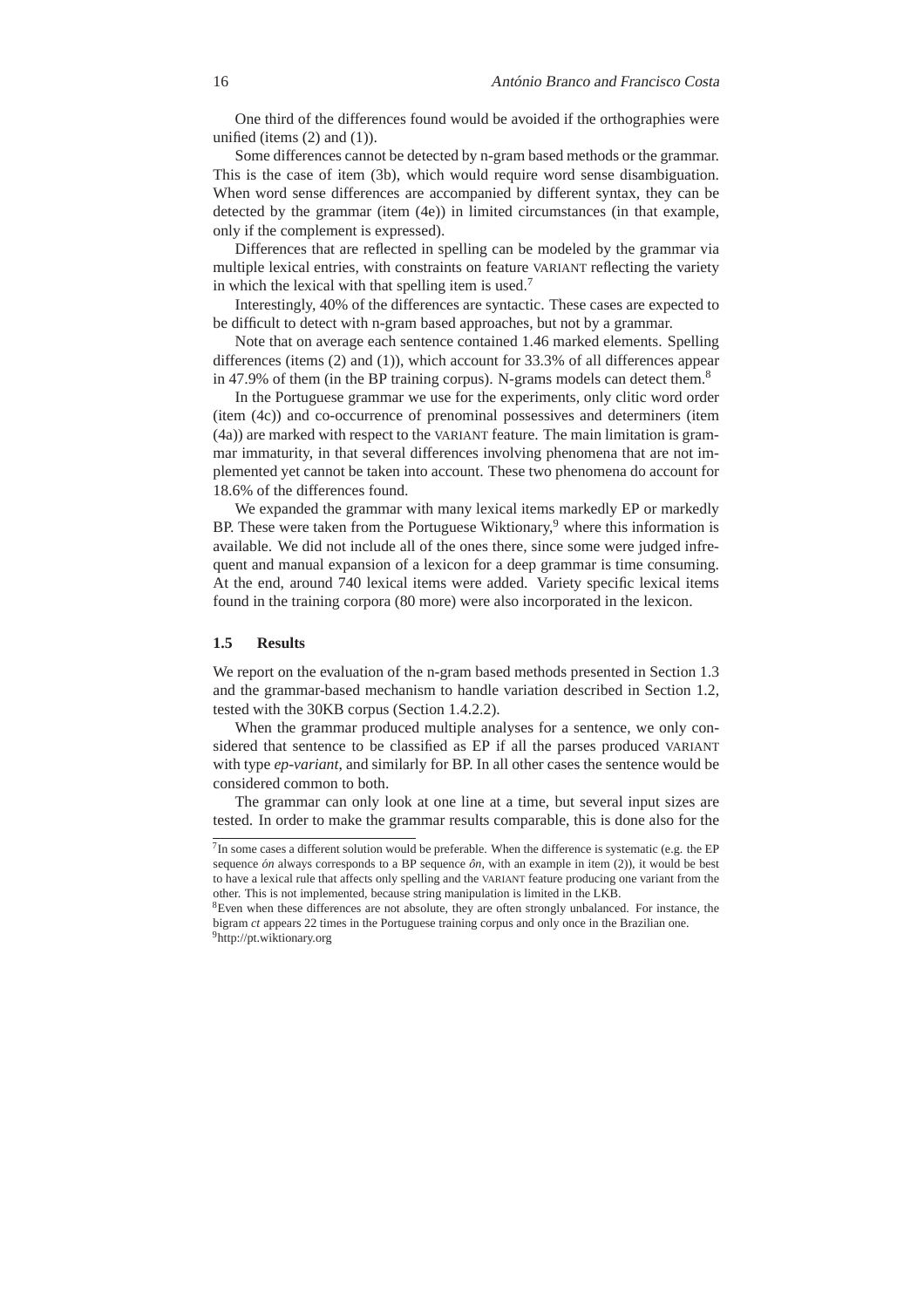One third of the differences found would be avoided if the orthographies were unified (items (2) and (1)).

Some differences cannot be detected by n-gram based methods or the grammar. This is the case of item (3b), which would require word sense disambiguation. When word sense differences are accompanied by different syntax, they can be detected by the grammar (item (4e)) in limited circumstances (in that example, only if the complement is expressed).

Differences that are reflected in spelling can be modeled by the grammar via multiple lexical entries, with constraints on feature VARIANT reflecting the variety in which the lexical with that spelling item is used.[7]

Interestingly, 40% of the differences are syntactic. These cases are expected to be difficult to detect with n-gram based approaches, but not by a grammar.

Note that on average each sentence contained 1.46 marked elements. Spelling differences (items (2) and (1)), which account for 33.3% of all differences appear in 47.9% of them (in the BP training corpus). N-grams models can detect them.[8]

In the Portuguese grammar we use for the experiments, only clitic word order (item (4c)) and co-occurrence of prenominal possessives and determiners (item (4a)) are marked with respect to the VARIANT feature. The main limitation is grammar immaturity, in that several differences involving phenomena that are not implemented yet cannot be taken into account. These two phenomena do account for 18.6% of the differences found.

We expanded the grammar with many lexical items markedly EP or markedly BP. These were taken from the Portuguese Wiktionary,[9] where this information is available. We did not include all of the ones there, since some were judged infrequent and manual expansion of a lexicon for a deep grammar is time consuming. At the end, around 740 lexical items were added. Variety specific lexical items found in the training corpora (80 more) were also incorporated in the lexicon.

### 1.5 Results

We report on the evaluation of the n-gram based methods presented in Section 1.3 and the grammar-based mechanism to handle variation described in Section 1.2, tested with the 30KB corpus (Section 1.4.2.2).

When the grammar produced multiple analyses for a sentence, we only considered that sentence to be classified as EP if all the parses produced VARIANT with type *ep-variant*, and similarly for BP. In all other cases the sentence would be considered common to both.

The grammar can only look at one line at a time, but several input sizes are tested. In order to make the grammar results comparable, this is done also for the

---

[7] In some cases a different solution would be preferable. When the difference is systematic (e.g. the EP sequence *ón* always corresponds to a BP sequence *ôn*, with an example in item (2)), it would be best to have a lexical rule that affects only spelling and the VARIANT feature producing one variant from the other. This is not implemented, because string manipulation is limited in the LKB.

[8] Even when these differences are not absolute, they are often strongly unbalanced. For instance, the bigram *ct* appears 22 times in the Portuguese training corpus and only once in the Brazilian one.

[9] http://pt.wiktionary.org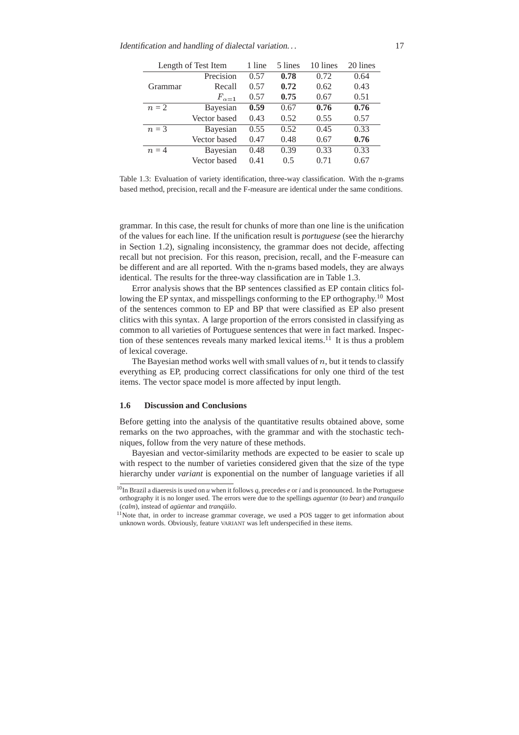| Length of Test Item | | 1 line | 5 lines | 10 lines | 20 lines |
|---|---|---|---|---|---|
| | Precision | 0.57 | **0.78** | 0.72 | 0.64 |
| Grammar | Recall | 0.57 | **0.72** | 0.62 | 0.43 |
| | $F_{\alpha=1}$ | 0.57 | **0.75** | 0.67 | 0.51 |
| $n = 2$ | Bayesian | **0.59** | 0.67 | **0.76** | **0.76** |
| | Vector based | 0.43 | 0.52 | 0.55 | 0.57 |
| $n = 3$ | Bayesian | 0.55 | 0.52 | 0.45 | 0.33 |
| | Vector based | 0.47 | 0.48 | 0.67 | **0.76** |
| $n = 4$ | Bayesian | 0.48 | 0.39 | 0.33 | 0.33 |
| | Vector based | 0.41 | 0.5 | 0.71 | 0.67 |

Table 1.3: Evaluation of variety identification, three-way classification. With the n-grams based method, precision, recall and the F-measure are identical under the same conditions.

grammar. In this case, the result for chunks of more than one line is the unification of the values for each line. If the unification result is *portuguese* (see the hierarchy in Section 1.2), signaling inconsistency, the grammar does not decide, affecting recall but not precision. For this reason, precision, recall, and the F-measure can be different and are all reported. With the n-grams based models, they are always identical. The results for the three-way classification are in Table 1.3.

Error analysis shows that the BP sentences classified as EP contain clitics following the EP syntax, and misspellings conforming to the EP orthography.[10] Most of the sentences common to EP and BP that were classified as EP also present clitics with this syntax. A large proportion of the errors consisted in classifying as common to all varieties of Portuguese sentences that were in fact marked. Inspection of these sentences reveals many marked lexical items.[11] It is thus a problem of lexical coverage.

The Bayesian method works well with small values of $n$, but it tends to classify everything as EP, producing correct classifications for only one third of the test items. The vector space model is more affected by input length.

## 1.6 Discussion and Conclusions

Before getting into the analysis of the quantitative results obtained above, some remarks on the two approaches, with the grammar and with the stochastic techniques, follow from the very nature of these methods.

Bayesian and vector-similarity methods are expected to be easier to scale up with respect to the number of varieties considered given that the size of the type hierarchy under *variant* is exponential on the number of language varieties if all

[10] In Brazil a diaeresis is used on *u* when it follows *q*, precedes *e* or *i* and is pronounced. In the Portuguese orthography it is no longer used. The errors were due to the spellings *aguentar* (*to bear*) and *tranquilo* (*calm*), instead of *agüentar* and *tranqüilo*.

[11] Note that, in order to increase grammar coverage, we used a POS tagger to get information about unknown words. Obviously, feature VARIANT was left underspecified in these items.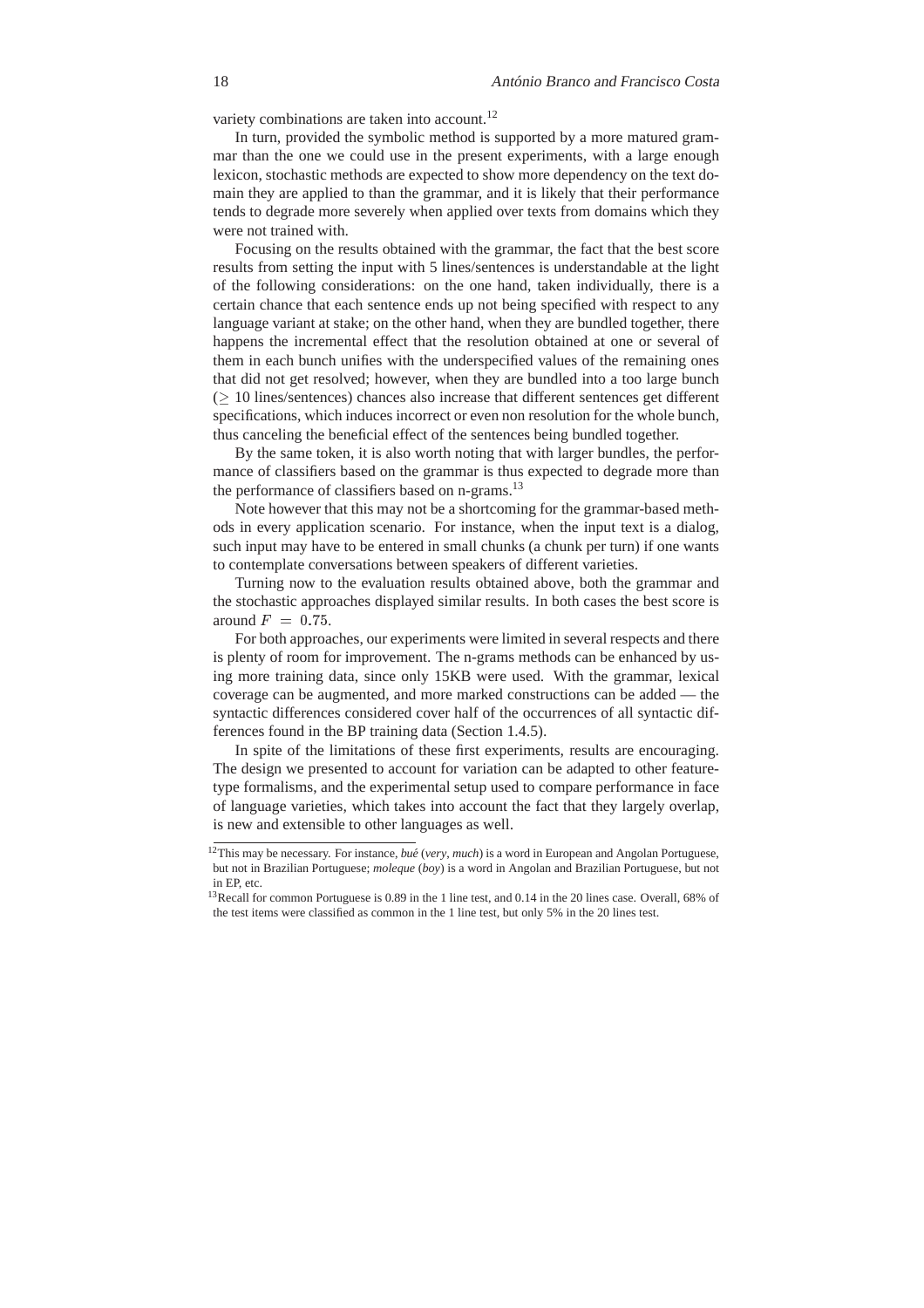variety combinations are taken into account.[12]

In turn, provided the symbolic method is supported by a more matured grammar than the one we could use in the present experiments, with a large enough lexicon, stochastic methods are expected to show more dependency on the text domain they are applied to than the grammar, and it is likely that their performance tends to degrade more severely when applied over texts from domains which they were not trained with.

Focusing on the results obtained with the grammar, the fact that the best score results from setting the input with 5 lines/sentences is understandable at the light of the following considerations: on the one hand, taken individually, there is a certain chance that each sentence ends up not being specified with respect to any language variant at stake; on the other hand, when they are bundled together, there happens the incremental effect that the resolution obtained at one or several of them in each bunch unifies with the underspecified values of the remaining ones that did not get resolved; however, when they are bundled into a too large bunch ($\geq$ 10 lines/sentences) chances also increase that different sentences get different specifications, which induces incorrect or even non resolution for the whole bunch, thus canceling the beneficial effect of the sentences being bundled together.

By the same token, it is also worth noting that with larger bundles, the performance of classifiers based on the grammar is thus expected to degrade more than the performance of classifiers based on n-grams.[13]

Note however that this may not be a shortcoming for the grammar-based methods in every application scenario. For instance, when the input text is a dialog, such input may have to be entered in small chunks (a chunk per turn) if one wants to contemplate conversations between speakers of different varieties.

Turning now to the evaluation results obtained above, both the grammar and the stochastic approaches displayed similar results. In both cases the best score is around $F = 0.75$.

For both approaches, our experiments were limited in several respects and there is plenty of room for improvement. The n-grams methods can be enhanced by using more training data, since only 15KB were used. With the grammar, lexical coverage can be augmented, and more marked constructions can be added — the syntactic differences considered cover half of the occurrences of all syntactic differences found in the BP training data (Section 1.4.5).

In spite of the limitations of these first experiments, results are encouraging. The design we presented to account for variation can be adapted to other feature-type formalisms, and the experimental setup used to compare performance in face of language varieties, which takes into account the fact that they largely overlap, is new and extensible to other languages as well.

---

[12] This may be necessary. For instance, *bué* (*very*, *much*) is a word in European and Angolan Portuguese, but not in Brazilian Portuguese; *moleque* (*boy*) is a word in Angolan and Brazilian Portuguese, but not in EP, etc.

[13] Recall for common Portuguese is 0.89 in the 1 line test, and 0.14 in the 20 lines case. Overall, 68% of the test items were classified as common in the 1 line test, but only 5% in the 20 lines test.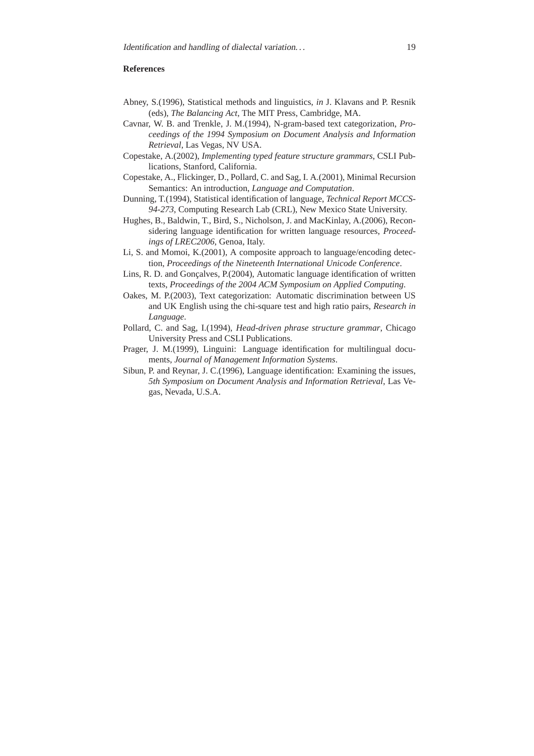## References

Abney, S.(1996), Statistical methods and linguistics, *in* J. Klavans and P. Resnik (eds), *The Balancing Act*, The MIT Press, Cambridge, MA.

Cavnar, W. B. and Trenkle, J. M.(1994), N-gram-based text categorization, *Proceedings of the 1994 Symposium on Document Analysis and Information Retrieval*, Las Vegas, NV USA.

Copestake, A.(2002), *Implementing typed feature structure grammars*, CSLI Publications, Stanford, California.

Copestake, A., Flickinger, D., Pollard, C. and Sag, I. A.(2001), Minimal Recursion Semantics: An introduction, *Language and Computation*.

Dunning, T.(1994), Statistical identification of language, *Technical Report MCCS-94-273*, Computing Research Lab (CRL), New Mexico State University.

Hughes, B., Baldwin, T., Bird, S., Nicholson, J. and MacKinlay, A.(2006), Reconsidering language identification for written language resources, *Proceedings of LREC2006*, Genoa, Italy.

Li, S. and Momoi, K.(2001), A composite approach to language/encoding detection, *Proceedings of the Nineteenth International Unicode Conference*.

Lins, R. D. and Gonçalves, P.(2004), Automatic language identification of written texts, *Proceedings of the 2004 ACM Symposium on Applied Computing*.

Oakes, M. P.(2003), Text categorization: Automatic discrimination between US and UK English using the chi-square test and high ratio pairs, *Research in Language*.

Pollard, C. and Sag, I.(1994), *Head-driven phrase structure grammar*, Chicago University Press and CSLI Publications.

Prager, J. M.(1999), Linguini: Language identification for multilingual documents, *Journal of Management Information Systems*.

Sibun, P. and Reynar, J. C.(1996), Language identification: Examining the issues, *5th Symposium on Document Analysis and Information Retrieval*, Las Vegas, Nevada, U.S.A.